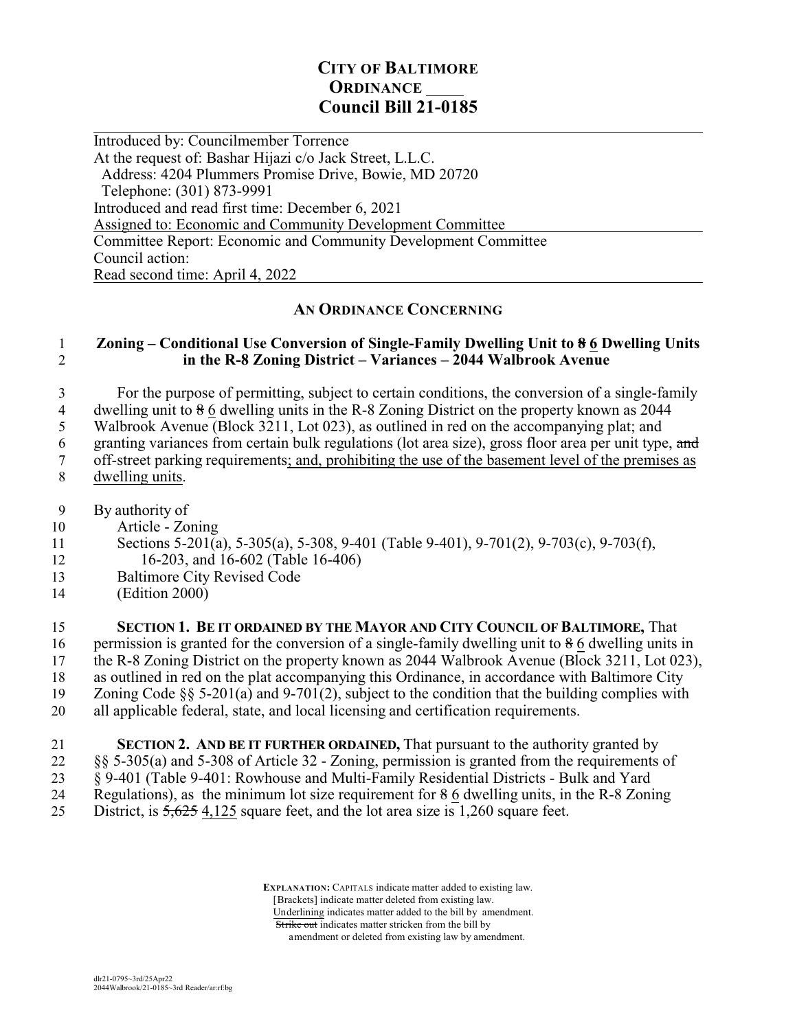# City of Baltimore
## Ordinance ____
## Council Bill 21-0185

Introduced by: Councilmember Torrence
At the request of: Bashar Hijazi c/o Jack Street, L.L.C.
Address: 4204 Plummers Promise Drive, Bowie, MD 20720
Telephone: (301) 873-9991
Introduced and read first time: December 6, 2021
Assigned to: Economic and Community Development Committee
Committee Report: Economic and Community Development Committee
Council action:
Read second time: April 4, 2022

### An Ordinance Concerning

1 **Zoning – Conditional Use Conversion of Single-Family Dwelling Unit to ~~8~~ 6 Dwelling Units**
2 **in the R-8 Zoning District – Variances – 2044 Walbrook Avenue**

3 For the purpose of permitting, subject to certain conditions, the conversion of a single-family
4 dwelling unit to ~~8~~ 6 dwelling units in the R-8 Zoning District on the property known as 2044
5 Walbrook Avenue (Block 3211, Lot 023), as outlined in red on the accompanying plat; and
6 granting variances from certain bulk regulations (lot area size), gross floor area per unit type, ~~and~~
7 off-street parking requirements; and, prohibiting the use of the basement level of the premises as
8 dwelling units.

9 By authority of
10 Article - Zoning
11 Sections 5-201(a), 5-305(a), 5-308, 9-401 (Table 9-401), 9-701(2), 9-703(c), 9-703(f),
12 16-203, and 16-602 (Table 16-406)
13 Baltimore City Revised Code
14 (Edition 2000)

15 **SECTION 1. BE IT ORDAINED BY THE MAYOR AND CITY COUNCIL OF BALTIMORE,** That
16 permission is granted for the conversion of a single-family dwelling unit to ~~8~~ 6 dwelling units in
17 the R-8 Zoning District on the property known as 2044 Walbrook Avenue (Block 3211, Lot 023),
18 as outlined in red on the plat accompanying this Ordinance, in accordance with Baltimore City
19 Zoning Code §§ 5-201(a) and 9-701(2), subject to the condition that the building complies with
20 all applicable federal, state, and local licensing and certification requirements.

21 **SECTION 2. AND BE IT FURTHER ORDAINED,** That pursuant to the authority granted by
22 §§ 5-305(a) and 5-308 of Article 32 - Zoning, permission is granted from the requirements of
23 § 9-401 (Table 9-401: Rowhouse and Multi-Family Residential Districts - Bulk and Yard
24 Regulations), as the minimum lot size requirement for ~~8~~ 6 dwelling units, in the R-8 Zoning
25 District, is ~~5,625~~ 4,125 square feet, and the lot area size is 1,260 square feet.

**EXPLANATION:** CAPITALS indicate matter added to existing law.
[Brackets] indicate matter deleted from existing law.
Underlining indicates matter added to the bill by amendment.
~~Strike out~~ indicates matter stricken from the bill by amendment or deleted from existing law by amendment.

dlr21-0795~3rd/25Apr22
2044Walbrook/21-0185~3rd Reader/ar:rf:bg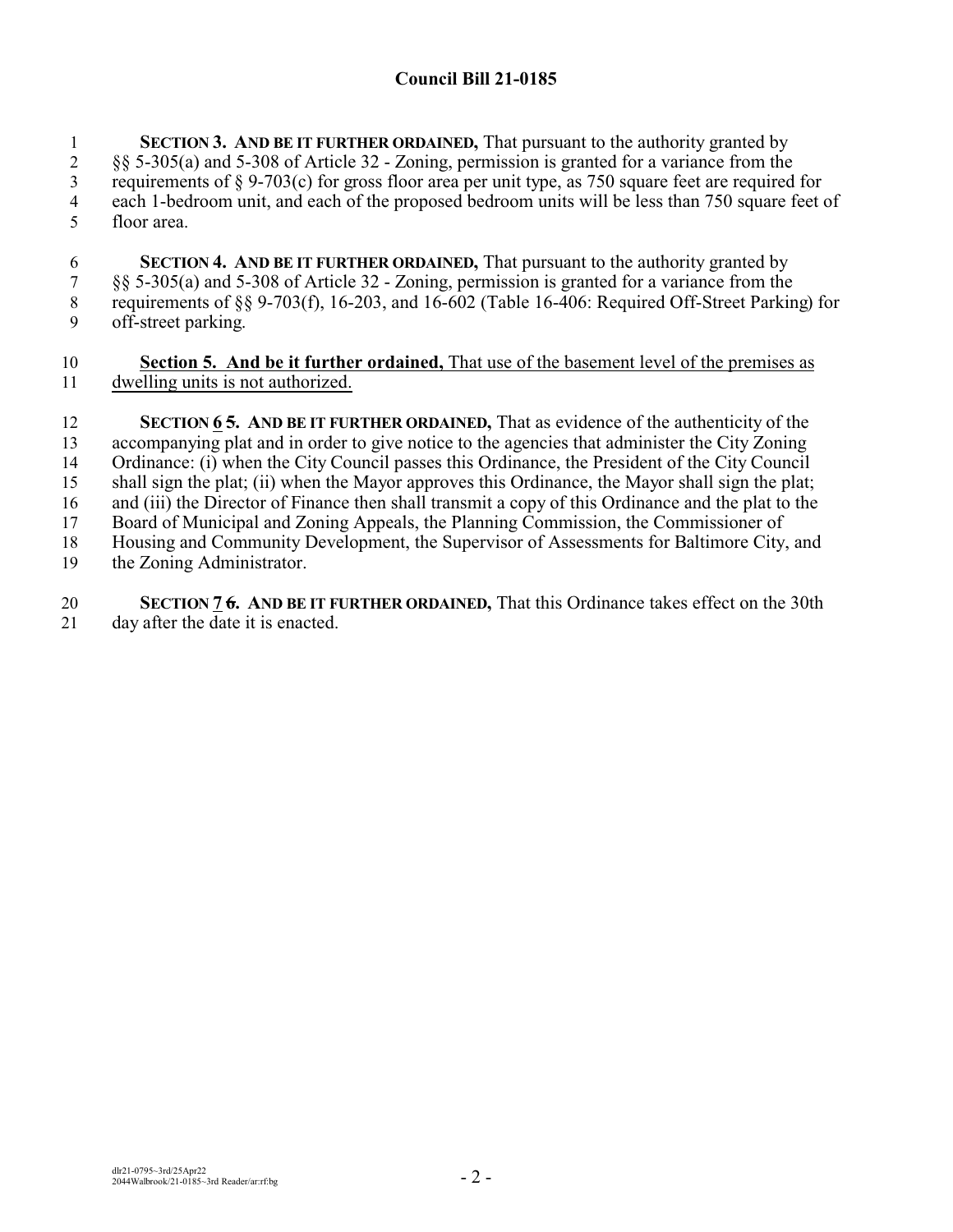**Council Bill 21-0185**

**SECTION 3. AND BE IT FURTHER ORDAINED,** That pursuant to the authority granted by §§ 5-305(a) and 5-308 of Article 32 - Zoning, permission is granted for a variance from the requirements of § 9-703(c) for gross floor area per unit type, as 750 square feet are required for each 1-bedroom unit, and each of the proposed bedroom units will be less than 750 square feet of floor area.

**SECTION 4. AND BE IT FURTHER ORDAINED,** That pursuant to the authority granted by §§ 5-305(a) and 5-308 of Article 32 - Zoning, permission is granted for a variance from the requirements of §§ 9-703(f), 16-203, and 16-602 (Table 16-406: Required Off-Street Parking) for off-street parking.

<u>**Section 5. And be it further ordained,** That use of the basement level of the premises as dwelling units is not authorized.</u>

**SECTION <u>6</u> ~~5~~. AND BE IT FURTHER ORDAINED,** That as evidence of the authenticity of the accompanying plat and in order to give notice to the agencies that administer the City Zoning Ordinance: (i) when the City Council passes this Ordinance, the President of the City Council shall sign the plat; (ii) when the Mayor approves this Ordinance, the Mayor shall sign the plat; and (iii) the Director of Finance then shall transmit a copy of this Ordinance and the plat to the Board of Municipal and Zoning Appeals, the Planning Commission, the Commissioner of Housing and Community Development, the Supervisor of Assessments for Baltimore City, and the Zoning Administrator.

**SECTION <u>7</u> ~~6~~. AND BE IT FURTHER ORDAINED,** That this Ordinance takes effect on the 30th day after the date it is enacted.

dlr21-0795~3rd/25Apr22
2044Walbrook/21-0185~3rd Reader/ar:rf:bg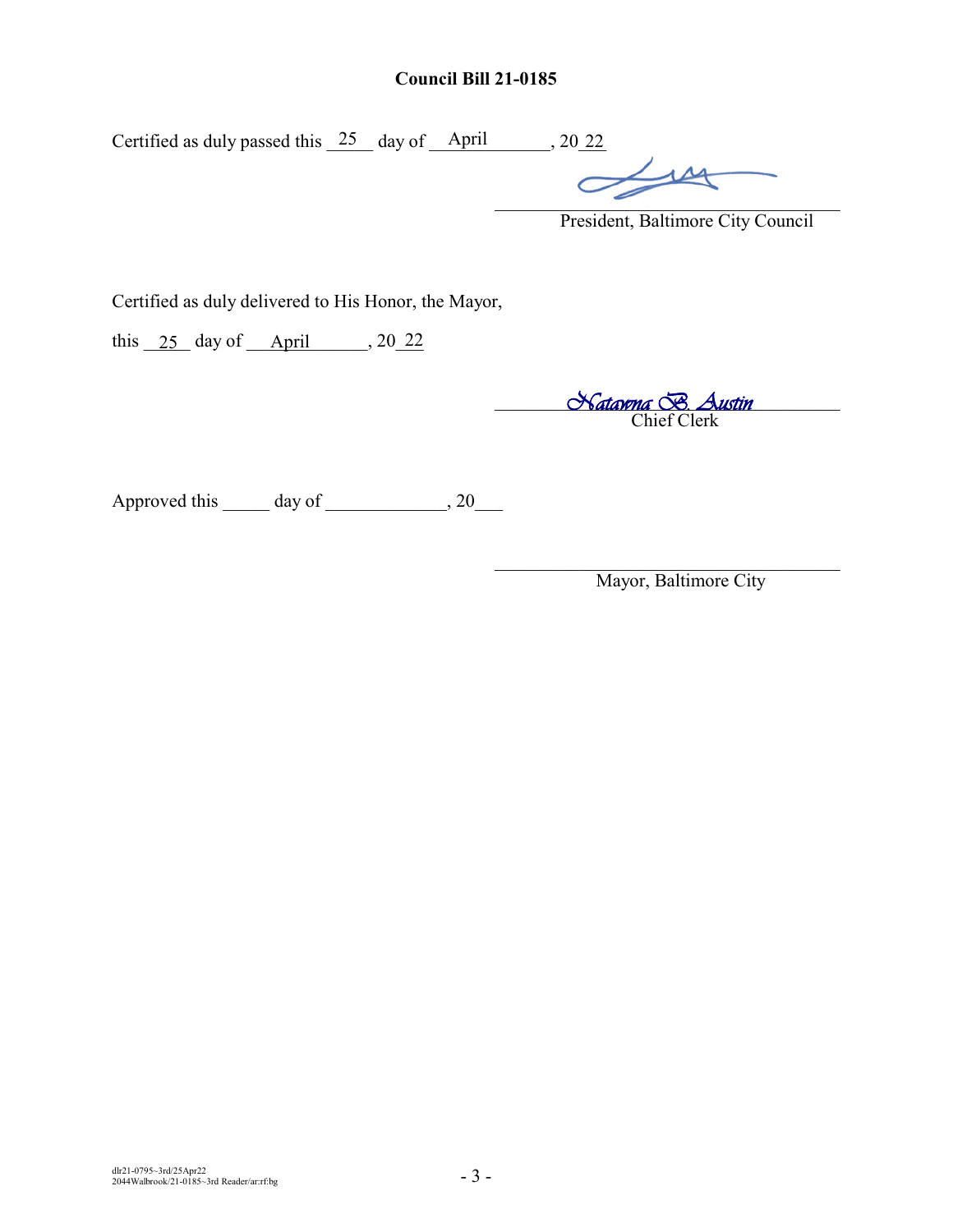**Council Bill 21-0185**

Certified as duly passed this 25 day of April, 20 22

President, Baltimore City Council

Certified as duly delivered to His Honor, the Mayor,

this 25 day of April, 20 22

Natawna B. Austin
Chief Clerk

Approved this _____ day of _____________, 20___

Mayor, Baltimore City

dlr21-0795~3rd/25Apr22
2044Walbrook/21-0185~3rd Reader/ar:rf:bg